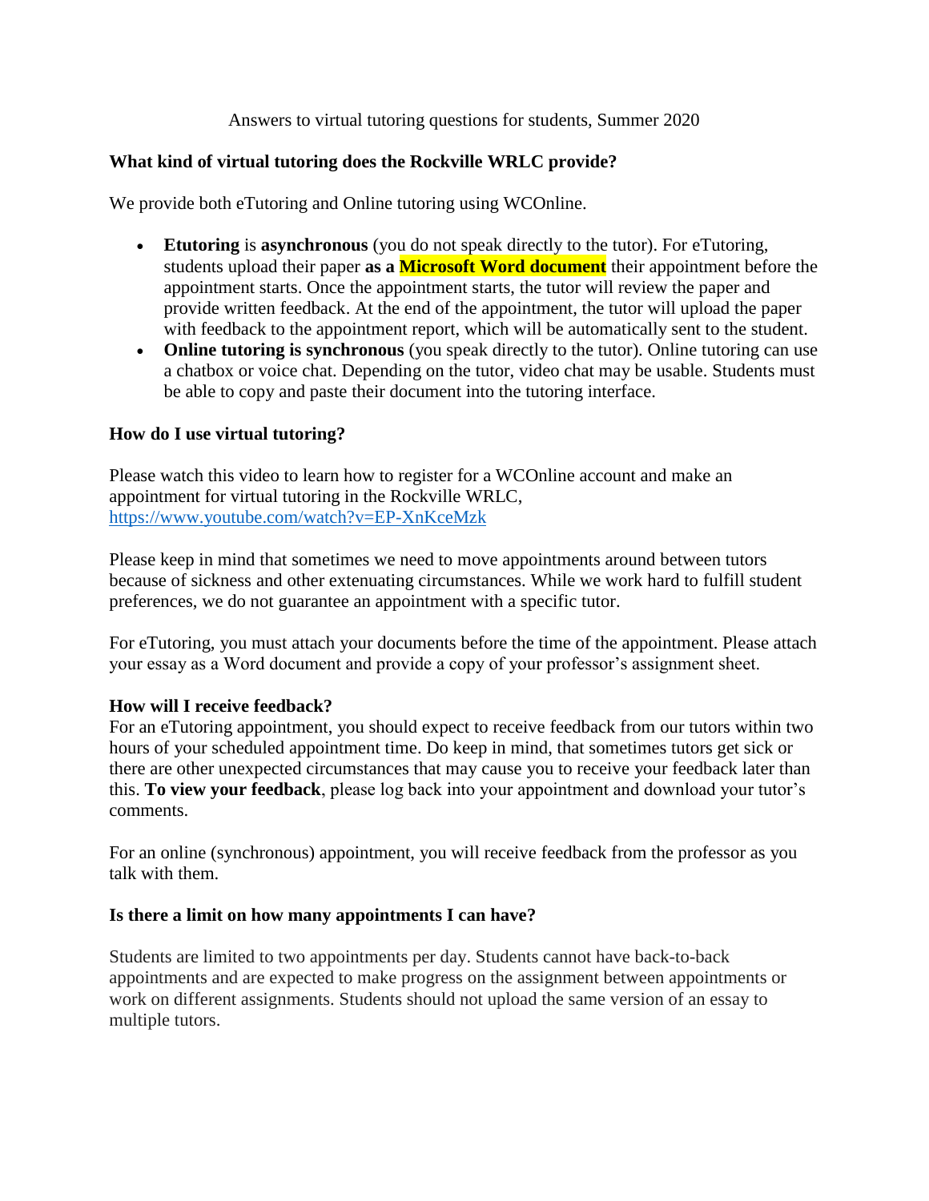Answers to virtual tutoring questions for students, Summer 2020

### What kind of virtual tutoring does the Rockville WRLC provide?

We provide both eTutoring and Online tutoring using WCOnline.

- **Etutoring** is **asynchronous** (you do not speak directly to the tutor). For eTutoring, students upload their paper **as a Microsoft Word document** their appointment before the appointment starts. Once the appointment starts, the tutor will review the paper and provide written feedback. At the end of the appointment, the tutor will upload the paper with feedback to the appointment report, which will be automatically sent to the student.
- **Online tutoring is synchronous** (you speak directly to the tutor). Online tutoring can use a chatbox or voice chat. Depending on the tutor, video chat may be usable. Students must be able to copy and paste their document into the tutoring interface.

### How do I use virtual tutoring?

Please watch this video to learn how to register for a WCOnline account and make an appointment for virtual tutoring in the Rockville WRLC, https://www.youtube.com/watch?v=EP-XnKceMzk

Please keep in mind that sometimes we need to move appointments around between tutors because of sickness and other extenuating circumstances. While we work hard to fulfill student preferences, we do not guarantee an appointment with a specific tutor.

For eTutoring, you must attach your documents before the time of the appointment. Please attach your essay as a Word document and provide a copy of your professor's assignment sheet.

### How will I receive feedback?

For an eTutoring appointment, you should expect to receive feedback from our tutors within two hours of your scheduled appointment time. Do keep in mind, that sometimes tutors get sick or there are other unexpected circumstances that may cause you to receive your feedback later than this. **To view your feedback**, please log back into your appointment and download your tutor's comments.

For an online (synchronous) appointment, you will receive feedback from the professor as you talk with them.

### Is there a limit on how many appointments I can have?

Students are limited to two appointments per day. Students cannot have back-to-back appointments and are expected to make progress on the assignment between appointments or work on different assignments. Students should not upload the same version of an essay to multiple tutors.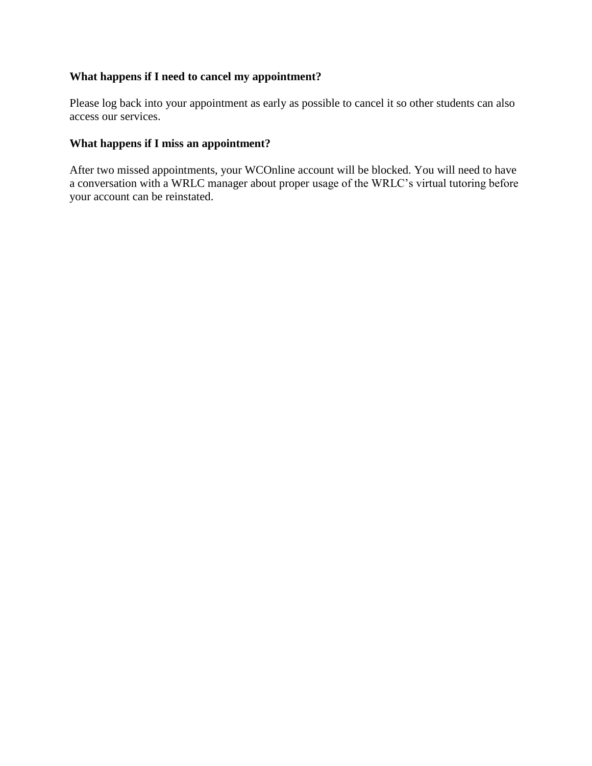**What happens if I need to cancel my appointment?**

Please log back into your appointment as early as possible to cancel it so other students can also access our services.

**What happens if I miss an appointment?**

After two missed appointments, your WCOnline account will be blocked. You will need to have a conversation with a WRLC manager about proper usage of the WRLC's virtual tutoring before your account can be reinstated.